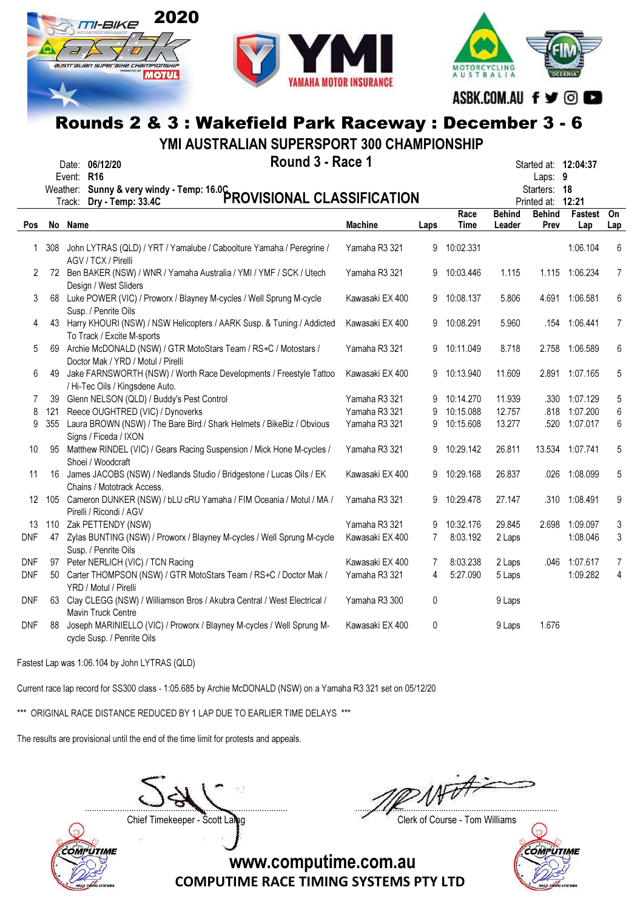# Rounds 2 & 3 : Wakefield Park Raceway : December 3 - 6

## YMI AUSTRALIAN SUPERSPORT 300 CHAMPIONSHIP

### Round 3 - Race 1

Date: **06/12/20**
Event: **R16**
Weather: **Sunny & very windy - Temp: 16.0C**
Track: **Dry - Temp: 33.4C**

**PROVISIONAL CLASSIFICATION**

Started at: **12:04:37**
Laps: **9**
Starters: **18**
Printed at: **12:21**

| Pos | No | Name | Machine | Laps | Race Time | Behind Leader | Behind Prev | Fastest Lap | On Lap |
|---|---|---|---|---|---|---|---|---|---|
| 1 | 308 | John LYTRAS (QLD) / YRT / Yamalube / Caboolture Yamaha / Peregrine / AGV / TCX / Pirelli | Yamaha R3 321 | 9 | 10:02.331 | | | 1:06.104 | 6 |
| 2 | 72 | Ben BAKER (NSW) / WNR / Yamaha Australia / YMI / YMF / SCK / Utech Design / West Sliders | Yamaha R3 321 | 9 | 10:03.446 | 1.115 | 1.115 | 1:06.234 | 7 |
| 3 | 68 | Luke POWER (VIC) / Proworx / Blayney M-cycles / Well Sprung M-cycle Susp. / Penrite Oils | Kawasaki EX 400 | 9 | 10:08.137 | 5.806 | 4.691 | 1:06.581 | 6 |
| 4 | 43 | Harry KHOURI (NSW) / NSW Helicopters / AARK Susp. & Tuning / Addicted To Track / Excite M-sports | Kawasaki EX 400 | 9 | 10:08.291 | 5.960 | .154 | 1:06.441 | 7 |
| 5 | 69 | Archie McDONALD (NSW) / GTR MotoStars Team / RS+C / Motostars / Doctor Mak / YRD / Motul / Pirelli | Yamaha R3 321 | 9 | 10:11.049 | 8.718 | 2.758 | 1:06.589 | 6 |
| 6 | 49 | Jake FARNSWORTH (NSW) / Worth Race Developments / Freestyle Tattoo / Hi-Tec Oils / Kingsdene Auto. | Kawasaki EX 400 | 9 | 10:13.940 | 11.609 | 2.891 | 1:07.165 | 5 |
| 7 | 39 | Glenn NELSON (QLD) / Buddy's Pest Control | Yamaha R3 321 | 9 | 10:14.270 | 11.939 | .330 | 1:07.129 | 5 |
| 8 | 121 | Reece OUGHTRED (VIC) / Dynoverks | Yamaha R3 321 | 9 | 10:15.088 | 12.757 | .818 | 1:07.200 | 6 |
| 9 | 355 | Laura BROWN (NSW) / The Bare Bird / Shark Helmets / BikeBiz / Obvious Signs / Ficeda / IXON | Yamaha R3 321 | 9 | 10:15.608 | 13.277 | .520 | 1:07.017 | 6 |
| 10 | 95 | Matthew RINDEL (VIC) / Gears Racing Suspension / Mick Hone M-cycles / Shoei / Woodcraft | Yamaha R3 321 | 9 | 10:29.142 | 26.811 | 13.534 | 1:07.741 | 5 |
| 11 | 16 | James JACOBS (NSW) / Nedlands Studio / Bridgestone / Lucas Oils / EK Chains / Mototrack Access. | Kawasaki EX 400 | 9 | 10:29.168 | 26.837 | .026 | 1:08.099 | 5 |
| 12 | 105 | Cameron DUNKER (NSW) / bLU cRU Yamaha / FIM Oceania / Motul / MA / Pirelli / Ricondi / AGV | Yamaha R3 321 | 9 | 10:29.478 | 27.147 | .310 | 1:08.491 | 9 |
| 13 | 110 | Zak PETTENDY (NSW) | Yamaha R3 321 | 9 | 10:32.176 | 29.845 | 2.698 | 1:09.097 | 3 |
| DNF | 47 | Zylas BUNTING (NSW) / Proworx / Blayney M-cycles / Well Sprung M-cycle Susp. / Penrite Oils | Kawasaki EX 400 | 7 | 8:03.192 | 2 Laps | | 1:08.046 | 3 |
| DNF | 97 | Peter NERLICH (VIC) / TCN Racing | Kawasaki EX 400 | 7 | 8:03.238 | 2 Laps | .046 | 1:07.617 | 7 |
| DNF | 50 | Carter THOMPSON (NSW) / GTR MotoStars Team / RS+C / Doctor Mak / YRD / Motul / Pirelli | Yamaha R3 321 | 4 | 5:27.090 | 5 Laps | | 1:09.282 | 4 |
| DNF | 63 | Clay CLEGG (NSW) / Williamson Bros / Akubra Central / West Electrical / Mavin Truck Centre | Yamaha R3 300 | 0 | | 9 Laps | | | |
| DNF | 88 | Joseph MARINIELLO (VIC) / Proworx / Blayney M-cycles / Well Sprung M-cycle Susp. / Penrite Oils | Kawasaki EX 400 | 0 | | 9 Laps | 1.676 | | |

Fastest Lap was 1:06.104 by John LYTRAS (QLD)

Current race lap record for SS300 class - 1:05.685 by Archie McDONALD (NSW) on a Yamaha R3 321 set on 05/12/20

*** ORIGINAL RACE DISTANCE REDUCED BY 1 LAP DUE TO EARLIER TIME DELAYS ***

The results are provisional until the end of the time limit for protests and appeals.

Chief Timekeeper - Scott Laing

Clerk of Course - Tom Williams

www.computime.com.au
COMPUTIME RACE TIMING SYSTEMS PTY LTD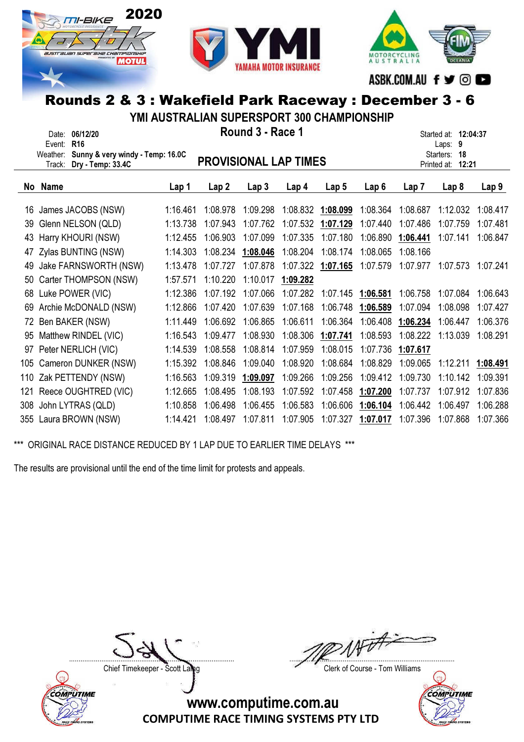# Rounds 2 & 3 : Wakefield Park Raceway : December 3 - 6

## YMI AUSTRALIAN SUPERSPORT 300 CHAMPIONSHIP

### Round 3 - Race 1

Date: 06/12/20
Event: R16
Weather: Sunny & very windy - Temp: 16.0C
Track: Dry - Temp: 33.4C

Started at: 12:04:37
Laps: 9
Starters: 18
Printed at: 12:21

## PROVISIONAL LAP TIMES

| No | Name | Lap 1 | Lap 2 | Lap 3 | Lap 4 | Lap 5 | Lap 6 | Lap 7 | Lap 8 | Lap 9 |
|---|---|---|---|---|---|---|---|---|---|---|
| 16 | James JACOBS (NSW) | 1:16.461 | 1:08.978 | 1:09.298 | 1:08.832 | **1:08.099** | 1:08.364 | 1:08.687 | 1:12.032 | 1:08.417 |
| 39 | Glenn NELSON (QLD) | 1:13.738 | 1:07.943 | 1:07.762 | 1:07.532 | **1:07.129** | 1:07.440 | 1:07.486 | 1:07.759 | 1:07.481 |
| 43 | Harry KHOURI (NSW) | 1:12.455 | 1:06.903 | 1:07.099 | 1:07.335 | 1:07.180 | 1:06.890 | **1:06.441** | 1:07.141 | 1:06.847 |
| 47 | Zylas BUNTING (NSW) | 1:14.303 | 1:08.234 | **1:08.046** | 1:08.204 | 1:08.174 | 1:08.065 | 1:08.166 | | |
| 49 | Jake FARNSWORTH (NSW) | 1:13.478 | 1:07.727 | 1:07.878 | 1:07.322 | **1:07.165** | 1:07.579 | 1:07.977 | 1:07.573 | 1:07.241 |
| 50 | Carter THOMPSON (NSW) | 1:57.571 | 1:10.220 | 1:10.017 | **1:09.282** | | | | | |
| 68 | Luke POWER (VIC) | 1:12.386 | 1:07.192 | 1:07.066 | 1:07.282 | 1:07.145 | **1:06.581** | 1:06.758 | 1:07.084 | 1:06.643 |
| 69 | Archie McDONALD (NSW) | 1:12.866 | 1:07.420 | 1:07.639 | 1:07.168 | 1:06.748 | **1:06.589** | 1:07.094 | 1:08.098 | 1:07.427 |
| 72 | Ben BAKER (NSW) | 1:11.449 | 1:06.692 | 1:06.865 | 1:06.611 | 1:06.364 | 1:06.408 | **1:06.234** | 1:06.447 | 1:06.376 |
| 95 | Matthew RINDEL (VIC) | 1:16.543 | 1:09.477 | 1:08.930 | 1:08.306 | **1:07.741** | 1:08.593 | 1:08.222 | 1:13.039 | 1:08.291 |
| 97 | Peter NERLICH (VIC) | 1:14.539 | 1:08.558 | 1:08.814 | 1:07.959 | 1:08.015 | 1:07.736 | **1:07.617** | | |
| 105 | Cameron DUNKER (NSW) | 1:15.392 | 1:08.846 | 1:09.040 | 1:08.920 | 1:08.684 | 1:08.829 | 1:09.065 | 1:12.211 | **1:08.491** |
| 110 | Zak PETTENDY (NSW) | 1:16.563 | 1:09.319 | **1:09.097** | 1:09.266 | 1:09.256 | 1:09.412 | 1:09.730 | 1:10.142 | 1:09.391 |
| 121 | Reece OUGHTRED (VIC) | 1:12.665 | 1:08.495 | 1:08.193 | 1:07.592 | 1:07.458 | **1:07.200** | 1:07.737 | 1:07.912 | 1:07.836 |
| 308 | John LYTRAS (QLD) | 1:10.858 | 1:06.498 | 1:06.455 | 1:06.583 | 1:06.606 | **1:06.104** | 1:06.442 | 1:06.497 | 1:06.288 |
| 355 | Laura BROWN (NSW) | 1:14.421 | 1:08.497 | 1:07.811 | 1:07.905 | 1:07.327 | **1:07.017** | 1:07.396 | 1:07.868 | 1:07.366 |

*** ORIGINAL RACE DISTANCE REDUCED BY 1 LAP DUE TO EARLIER TIME DELAYS ***

The results are provisional until the end of the time limit for protests and appeals.

Chief Timekeeper - Scott Laing

Clerk of Course - Tom Williams

www.computime.com.au
COMPUTIME RACE TIMING SYSTEMS PTY LTD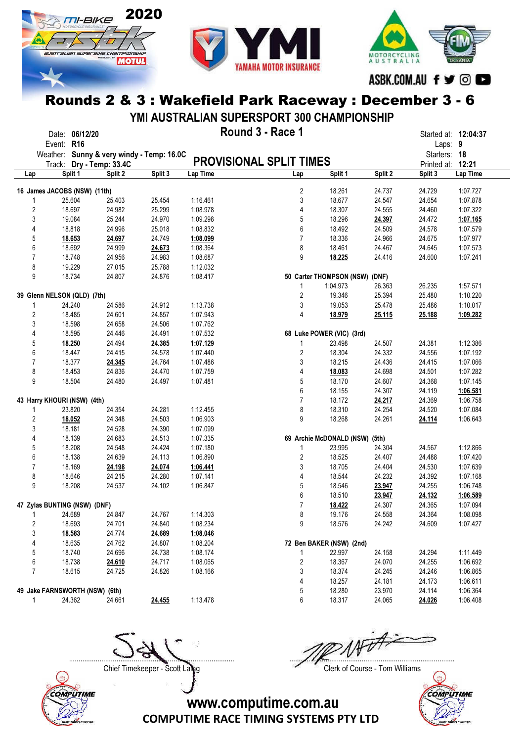# Rounds 2 & 3 : Wakefield Park Raceway : December 3 - 6

## YMI AUSTRALIAN SUPERSPORT 300 CHAMPIONSHIP

## Round 3 - Race 1

Date: 06/12/20
Event: R16
Weather: Sunny & very windy - Temp: 16.0C
Track: Dry - Temp: 33.4C

Started at: 12:04:37
Laps: 9
Starters: 18
Printed at: 12:21

## PROVISIONAL SPLIT TIMES

**16 James JACOBS (NSW) (11th)**

| Lap | Split 1 | Split 2 | Split 3 | Lap Time |
|---|---|---|---|---|
| 1 | 25.604 | 25.403 | 25.454 | 1:16.461 |
| 2 | 18.697 | 24.982 | 25.299 | 1:08.978 |
| 3 | 19.084 | 25.244 | 24.970 | 1:09.298 |
| 4 | 18.818 | 24.996 | 25.018 | 1:08.832 |
| 5 | **18.653** | **24.697** | 24.749 | **1:08.099** |
| 6 | 18.692 | 24.999 | **24.673** | 1:08.364 |
| 7 | 18.748 | 24.956 | 24.983 | 1:08.687 |
| 8 | 19.229 | 27.015 | 25.788 | 1:12.032 |
| 9 | 18.734 | 24.807 | 24.876 | 1:08.417 |

**39 Glenn NELSON (QLD) (7th)**

| Lap | Split 1 | Split 2 | Split 3 | Lap Time |
|---|---|---|---|---|
| 1 | 24.240 | 24.586 | 24.912 | 1:13.738 |
| 2 | 18.485 | 24.601 | 24.857 | 1:07.943 |
| 3 | 18.598 | 24.658 | 24.506 | 1:07.762 |
| 4 | 18.595 | 24.446 | 24.491 | 1:07.532 |
| 5 | **18.250** | 24.494 | **24.385** | **1:07.129** |
| 6 | 18.447 | 24.415 | 24.578 | 1:07.440 |
| 7 | 18.377 | **24.345** | 24.764 | 1:07.486 |
| 8 | 18.453 | 24.836 | 24.470 | 1:07.759 |
| 9 | 18.504 | 24.480 | 24.497 | 1:07.481 |

**43 Harry KHOURI (NSW) (4th)**

| Lap | Split 1 | Split 2 | Split 3 | Lap Time |
|---|---|---|---|---|
| 1 | 23.820 | 24.354 | 24.281 | 1:12.455 |
| 2 | **18.052** | 24.348 | 24.503 | 1:06.903 |
| 3 | 18.181 | 24.528 | 24.390 | 1:07.099 |
| 4 | 18.139 | 24.683 | 24.513 | 1:07.335 |
| 5 | 18.208 | 24.548 | 24.424 | 1:07.180 |
| 6 | 18.138 | 24.639 | 24.113 | 1:06.890 |
| 7 | 18.169 | **24.198** | **24.074** | **1:06.441** |
| 8 | 18.646 | 24.215 | 24.280 | 1:07.141 |
| 9 | 18.208 | 24.537 | 24.102 | 1:06.847 |

**47 Zylas BUNTING (NSW) (DNF)**

| Lap | Split 1 | Split 2 | Split 3 | Lap Time |
|---|---|---|---|---|
| 1 | 24.689 | 24.847 | 24.767 | 1:14.303 |
| 2 | 18.693 | 24.701 | 24.840 | 1:08.234 |
| 3 | **18.583** | 24.774 | **24.689** | **1:08.046** |
| 4 | 18.635 | 24.762 | 24.807 | 1:08.204 |
| 5 | 18.740 | 24.696 | 24.738 | 1:08.174 |
| 6 | 18.738 | **24.610** | 24.717 | 1:08.065 |
| 7 | 18.615 | 24.725 | 24.826 | 1:08.166 |

**49 Jake FARNSWORTH (NSW) (6th)**

| Lap | Split 1 | Split 2 | Split 3 | Lap Time |
|---|---|---|---|---|
| 1 | 24.362 | 24.661 | **24.455** | 1:13.478 |
| 2 | 18.261 | 24.737 | 24.729 | 1:07.727 |
| 3 | 18.677 | 24.547 | 24.654 | 1:07.878 |
| 4 | 18.307 | 24.555 | 24.460 | 1:07.322 |
| 5 | 18.296 | **24.397** | 24.472 | **1:07.165** |
| 6 | 18.492 | 24.509 | 24.578 | 1:07.579 |
| 7 | 18.336 | 24.966 | 24.675 | 1:07.977 |
| 8 | 18.461 | 24.467 | 24.645 | 1:07.573 |
| 9 | **18.225** | 24.416 | 24.600 | 1:07.241 |

**50 Carter THOMPSON (NSW) (DNF)**

| Lap | Split 1 | Split 2 | Split 3 | Lap Time |
|---|---|---|---|---|
| 1 | 1:04.973 | 26.363 | 26.235 | 1:57.571 |
| 2 | 19.346 | 25.394 | 25.480 | 1:10.220 |
| 3 | 19.053 | 25.478 | 25.486 | 1:10.017 |
| 4 | **18.979** | **25.115** | **25.188** | **1:09.282** |

**68 Luke POWER (VIC) (3rd)**

| Lap | Split 1 | Split 2 | Split 3 | Lap Time |
|---|---|---|---|---|
| 1 | 23.498 | 24.507 | 24.381 | 1:12.386 |
| 2 | 18.304 | 24.332 | 24.556 | 1:07.192 |
| 3 | 18.215 | 24.436 | 24.415 | 1:07.066 |
| 4 | **18.083** | 24.698 | 24.501 | 1:07.282 |
| 5 | 18.170 | 24.607 | 24.368 | 1:07.145 |
| 6 | 18.155 | 24.307 | 24.119 | **1:06.581** |
| 7 | 18.172 | **24.217** | 24.369 | 1:06.758 |
| 8 | 18.310 | 24.254 | 24.520 | 1:07.084 |
| 9 | 18.268 | 24.261 | **24.114** | 1:06.643 |

**69 Archie McDONALD (NSW) (5th)**

| Lap | Split 1 | Split 2 | Split 3 | Lap Time |
|---|---|---|---|---|
| 1 | 23.995 | 24.304 | 24.567 | 1:12.866 |
| 2 | 18.525 | 24.407 | 24.488 | 1:07.420 |
| 3 | 18.705 | 24.404 | 24.530 | 1:07.639 |
| 4 | 18.544 | 24.232 | 24.392 | 1:07.168 |
| 5 | 18.546 | **23.947** | 24.255 | 1:06.748 |
| 6 | 18.510 | **23.947** | **24.132** | **1:06.589** |
| 7 | **18.422** | 24.307 | 24.365 | 1:07.094 |
| 8 | 19.176 | 24.558 | 24.364 | 1:08.098 |
| 9 | 18.576 | 24.242 | 24.609 | 1:07.427 |

**72 Ben BAKER (NSW) (2nd)**

| Lap | Split 1 | Split 2 | Split 3 | Lap Time |
|---|---|---|---|---|
| 1 | 22.997 | 24.158 | 24.294 | 1:11.449 |
| 2 | 18.367 | 24.070 | 24.255 | 1:06.692 |
| 3 | 18.374 | 24.245 | 24.246 | 1:06.865 |
| 4 | 18.257 | 24.181 | 24.173 | 1:06.611 |
| 5 | 18.280 | 23.970 | 24.114 | 1:06.364 |
| 6 | 18.317 | 24.065 | **24.026** | 1:06.408 |

Chief Timekeeper - Scott Laing

Clerk of Course - Tom Williams

www.computime.com.au
COMPUTIME RACE TIMING SYSTEMS PTY LTD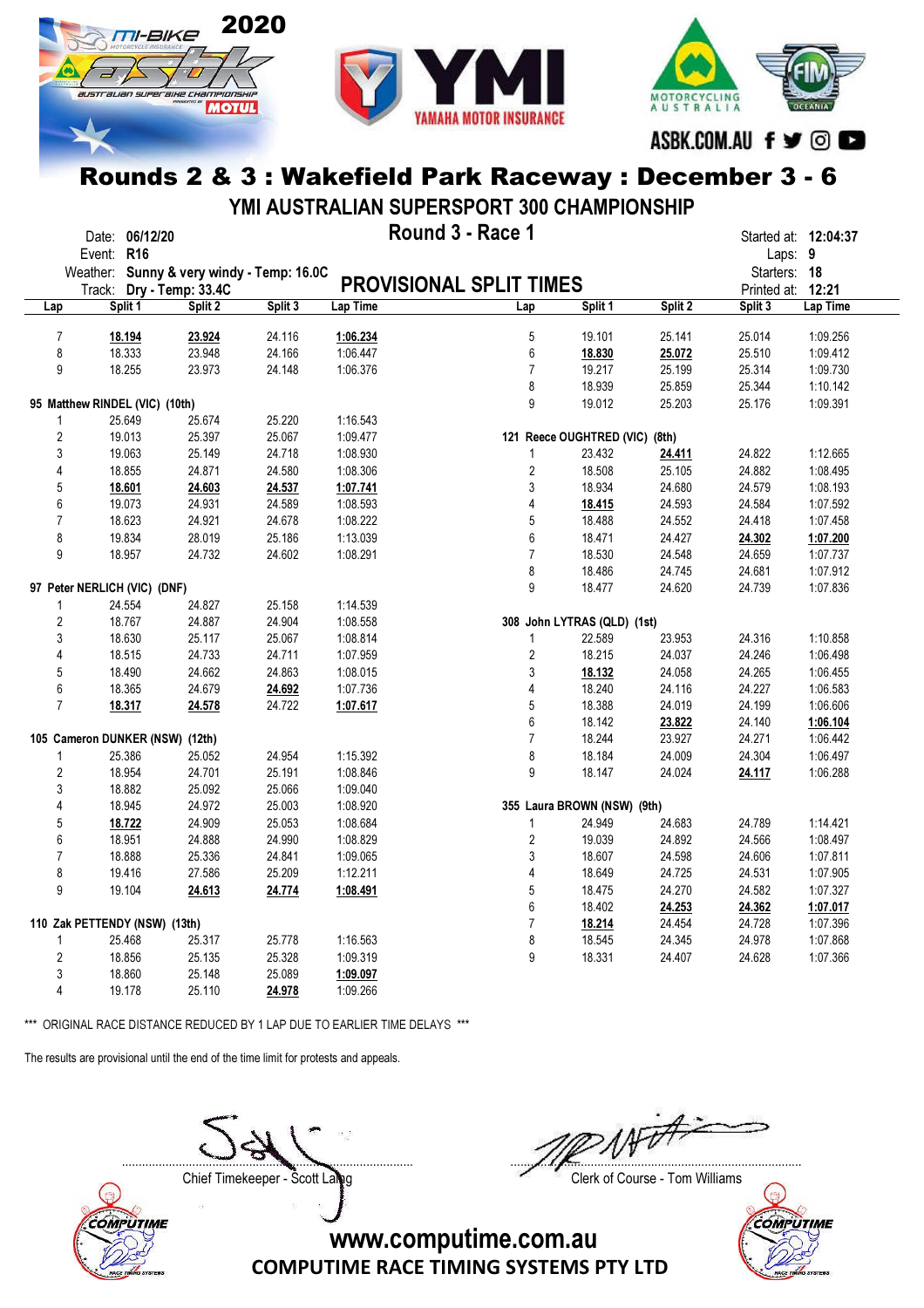# Rounds 2 & 3 : Wakefield Park Raceway : December 3 - 6

## YMI AUSTRALIAN SUPERSPORT 300 CHAMPIONSHIP

## Round 3 - Race 1

Date: **06/12/20**
Event: **R16**
Weather: **Sunny & very windy - Temp: 16.0C**
Track: **Dry - Temp: 33.4C**

Started at: **12:04:37**
Laps: **9**
Starters: **18**
Printed at: **12:21**

## PROVISIONAL SPLIT TIMES

| Lap | Split 1 | Split 2 | Split 3 | Lap Time |
|---|---|---|---|---|
| 7 | **18.194** | **23.924** | 24.116 | **1:06.234** |
| 8 | 18.333 | 23.948 | 24.166 | 1:06.447 |
| 9 | 18.255 | 23.973 | 24.148 | 1:06.376 |

**95 Matthew RINDEL (VIC) (10th)**

| Lap | Split 1 | Split 2 | Split 3 | Lap Time |
|---|---|---|---|---|
| 1 | 25.649 | 25.674 | 25.220 | 1:16.543 |
| 2 | 19.013 | 25.397 | 25.067 | 1:09.477 |
| 3 | 19.063 | 25.149 | 24.718 | 1:08.930 |
| 4 | 18.855 | 24.871 | 24.580 | 1:08.306 |
| 5 | **18.601** | **24.603** | **24.537** | **1:07.741** |
| 6 | 19.073 | 24.931 | 24.589 | 1:08.593 |
| 7 | 18.623 | 24.921 | 24.678 | 1:08.222 |
| 8 | 19.834 | 28.019 | 25.186 | 1:13.039 |
| 9 | 18.957 | 24.732 | 24.602 | 1:08.291 |

**97 Peter NERLICH (VIC) (DNF)**

| Lap | Split 1 | Split 2 | Split 3 | Lap Time |
|---|---|---|---|---|
| 1 | 24.554 | 24.827 | 25.158 | 1:14.539 |
| 2 | 18.767 | 24.887 | 24.904 | 1:08.558 |
| 3 | 18.630 | 25.117 | 25.067 | 1:08.814 |
| 4 | 18.515 | 24.733 | 24.711 | 1:07.959 |
| 5 | 18.490 | 24.662 | 24.863 | 1:08.015 |
| 6 | 18.365 | 24.679 | **24.692** | 1:07.736 |
| 7 | **18.317** | **24.578** | 24.722 | **1:07.617** |

**105 Cameron DUNKER (NSW) (12th)**

| Lap | Split 1 | Split 2 | Split 3 | Lap Time |
|---|---|---|---|---|
| 1 | 25.386 | 25.052 | 24.954 | 1:15.392 |
| 2 | 18.954 | 24.701 | 25.191 | 1:08.846 |
| 3 | 18.882 | 25.092 | 25.066 | 1:09.040 |
| 4 | 18.945 | 24.972 | 25.003 | 1:08.920 |
| 5 | **18.722** | 24.909 | 25.053 | 1:08.684 |
| 6 | 18.951 | 24.888 | 24.990 | 1:08.829 |
| 7 | 18.888 | 25.336 | 24.841 | 1:09.065 |
| 8 | 19.416 | 27.586 | 25.209 | 1:12.211 |
| 9 | 19.104 | **24.613** | **24.774** | **1:08.491** |

**110 Zak PETTENDY (NSW) (13th)**

| Lap | Split 1 | Split 2 | Split 3 | Lap Time |
|---|---|---|---|---|
| 1 | 25.468 | 25.317 | 25.778 | 1:16.563 |
| 2 | 18.856 | 25.135 | 25.328 | 1:09.319 |
| 3 | 18.860 | 25.148 | 25.089 | **1:09.097** |
| 4 | 19.178 | 25.110 | **24.978** | 1:09.266 |
| 5 | 19.101 | 25.141 | 25.014 | 1:09.256 |
| 6 | **18.830** | **25.072** | 25.510 | 1:09.412 |
| 7 | 19.217 | 25.199 | 25.314 | 1:09.730 |
| 8 | 18.939 | 25.859 | 25.344 | 1:10.142 |
| 9 | 19.012 | 25.203 | 25.176 | 1:09.391 |

**121 Reece OUGHTRED (VIC) (8th)**

| Lap | Split 1 | Split 2 | Split 3 | Lap Time |
|---|---|---|---|---|
| 1 | 23.432 | **24.411** | 24.822 | 1:12.665 |
| 2 | 18.508 | 25.105 | 24.882 | 1:08.495 |
| 3 | 18.934 | 24.680 | 24.579 | 1:08.193 |
| 4 | **18.415** | 24.593 | 24.584 | 1:07.592 |
| 5 | 18.488 | 24.552 | 24.418 | 1:07.458 |
| 6 | 18.471 | 24.427 | **24.302** | **1:07.200** |
| 7 | 18.530 | 24.548 | 24.659 | 1:07.737 |
| 8 | 18.486 | 24.745 | 24.681 | 1:07.912 |
| 9 | 18.477 | 24.620 | 24.739 | 1:07.836 |

**308 John LYTRAS (QLD) (1st)**

| Lap | Split 1 | Split 2 | Split 3 | Lap Time |
|---|---|---|---|---|
| 1 | 22.589 | 23.953 | 24.316 | 1:10.858 |
| 2 | 18.215 | 24.037 | 24.246 | 1:06.498 |
| 3 | **18.132** | 24.058 | 24.265 | 1:06.455 |
| 4 | 18.240 | 24.116 | 24.227 | 1:06.583 |
| 5 | 18.388 | 24.019 | 24.199 | 1:06.606 |
| 6 | 18.142 | **23.822** | 24.140 | **1:06.104** |
| 7 | 18.244 | 23.927 | 24.271 | 1:06.442 |
| 8 | 18.184 | 24.009 | 24.304 | 1:06.497 |
| 9 | 18.147 | 24.024 | **24.117** | 1:06.288 |

**355 Laura BROWN (NSW) (9th)**

| Lap | Split 1 | Split 2 | Split 3 | Lap Time |
|---|---|---|---|---|
| 1 | 24.949 | 24.683 | 24.789 | 1:14.421 |
| 2 | 19.039 | 24.892 | 24.566 | 1:08.497 |
| 3 | 18.607 | 24.598 | 24.606 | 1:07.811 |
| 4 | 18.649 | 24.725 | 24.531 | 1:07.905 |
| 5 | 18.475 | 24.270 | 24.582 | 1:07.327 |
| 6 | 18.402 | **24.253** | **24.362** | **1:07.017** |
| 7 | **18.214** | 24.454 | 24.728 | 1:07.396 |
| 8 | 18.545 | 24.345 | 24.978 | 1:07.868 |
| 9 | 18.331 | 24.407 | 24.628 | 1:07.366 |

*** ORIGINAL RACE DISTANCE REDUCED BY 1 LAP DUE TO EARLIER TIME DELAYS ***

The results are provisional until the end of the time limit for protests and appeals.

Chief Timekeeper - Scott Laing

Clerk of Course - Tom Williams

www.computime.com.au
COMPUTIME RACE TIMING SYSTEMS PTY LTD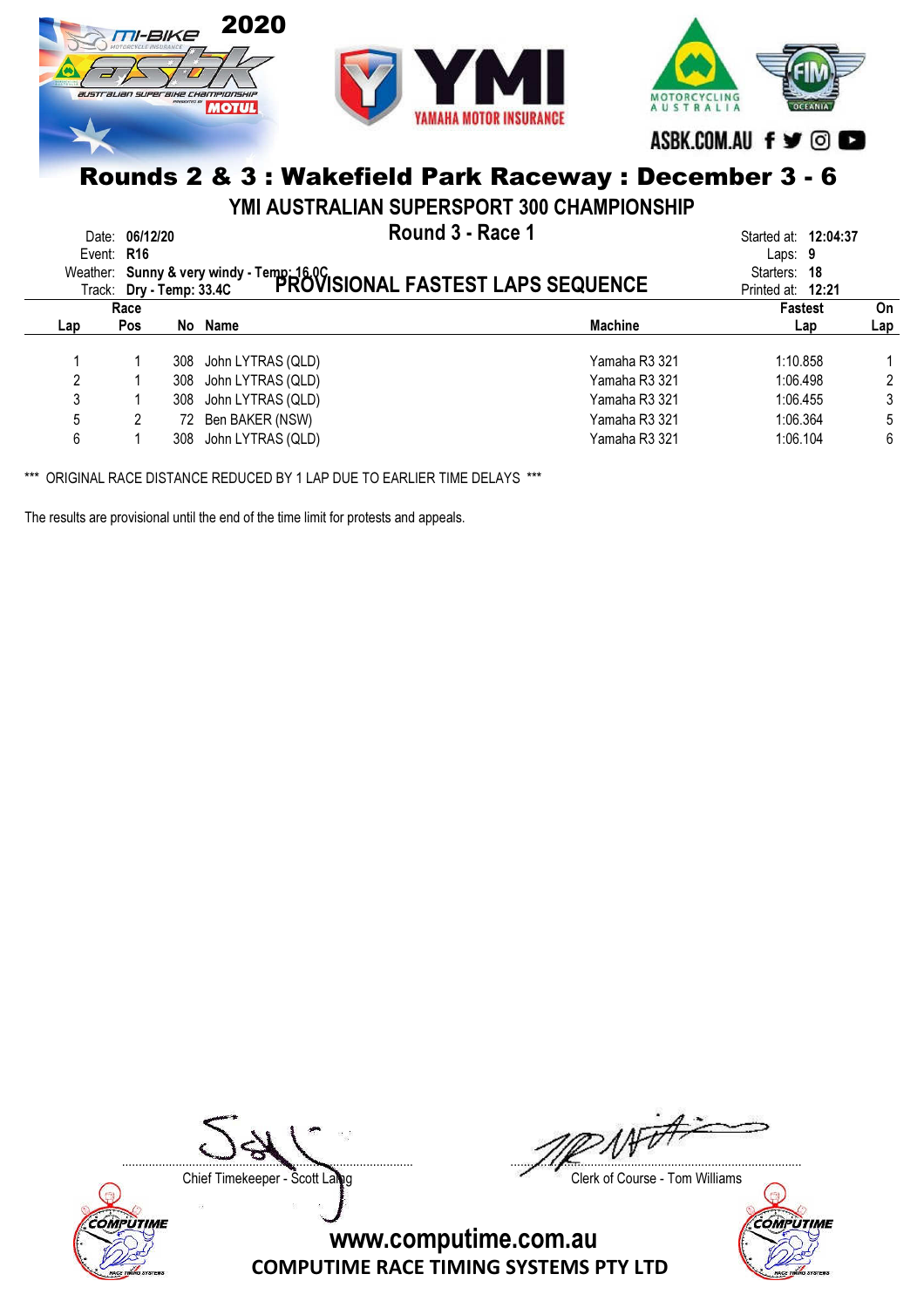# Rounds 2 & 3 : Wakefield Park Raceway : December 3 - 6

## YMI AUSTRALIAN SUPERSPORT 300 CHAMPIONSHIP

### Round 3 - Race 1

### PROVISIONAL FASTEST LAPS SEQUENCE

Date: **06/12/20**
Event: **R16**
Weather: **Sunny & very windy - Temp: 16.0C**
Track: **Dry - Temp: 33.4C**

Started at: **12:04:37**
Laps: **9**
Starters: **18**
Printed at: **12:21**

| Lap | Race Pos | No | Name | Machine | Fastest Lap | On Lap |
|---|---|---|---|---|---|---|
| 1 | 1 | 308 | John LYTRAS (QLD) | Yamaha R3 321 | 1:10.858 | 1 |
| 2 | 1 | 308 | John LYTRAS (QLD) | Yamaha R3 321 | 1:06.498 | 2 |
| 3 | 1 | 308 | John LYTRAS (QLD) | Yamaha R3 321 | 1:06.455 | 3 |
| 5 | 2 | 72 | Ben BAKER (NSW) | Yamaha R3 321 | 1:06.364 | 5 |
| 6 | 1 | 308 | John LYTRAS (QLD) | Yamaha R3 321 | 1:06.104 | 6 |

*** ORIGINAL RACE DISTANCE REDUCED BY 1 LAP DUE TO EARLIER TIME DELAYS ***

The results are provisional until the end of the time limit for protests and appeals.

Chief Timekeeper - Scott Laing

Clerk of Course - Tom Williams

www.computime.com.au
COMPUTIME RACE TIMING SYSTEMS PTY LTD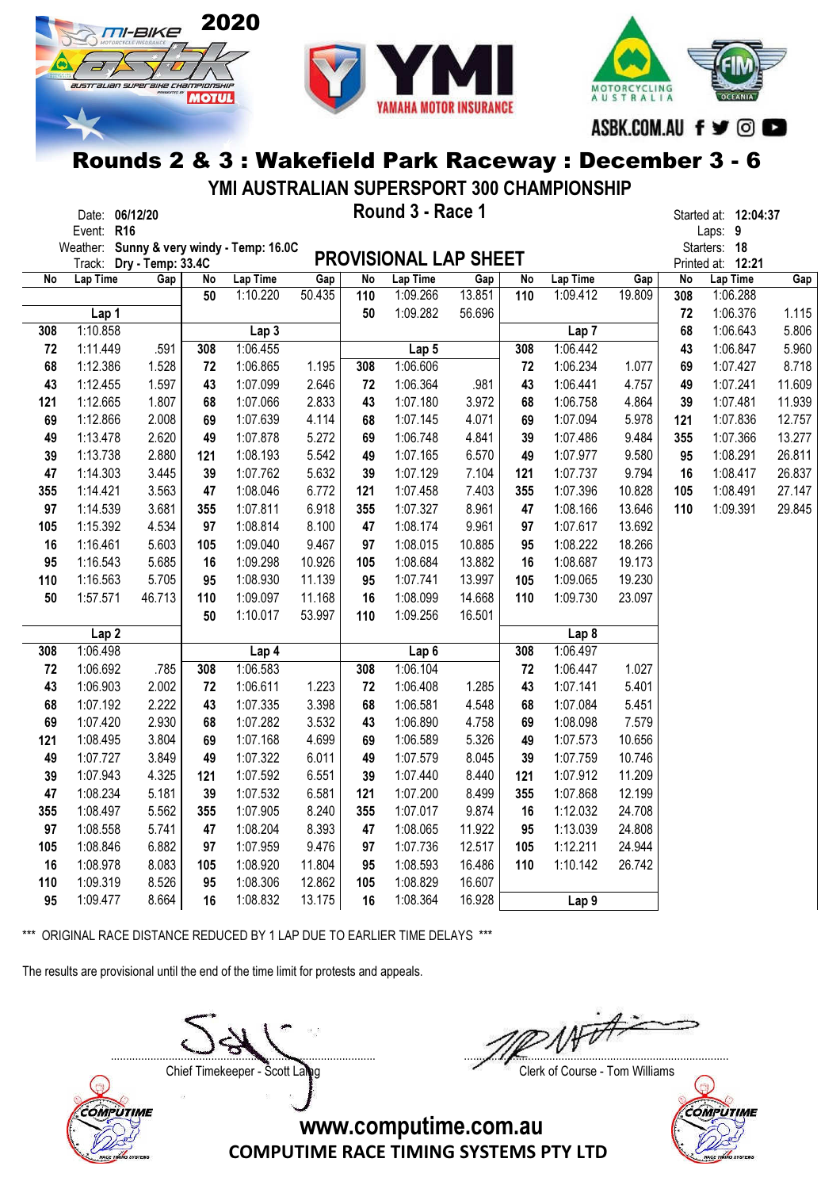# Rounds 2 & 3 : Wakefield Park Raceway : December 3 - 6

## YMI AUSTRALIAN SUPERSPORT 300 CHAMPIONSHIP

### Round 3 - Race 1

Date: 06/12/20
Event: R16
Weather: Sunny & very windy - Temp: 16.0C
Track: Dry - Temp: 33.4C

Started at: 12:04:37
Laps: 9
Starters: 18
Printed at: 12:21

## PROVISIONAL LAP SHEET

**Lap 1**

| No | Lap Time | Gap |
|---|---|---|
| 308 | 1:10.858 | |
| 72 | 1:11.449 | .591 |
| 68 | 1:12.386 | 1.528 |
| 43 | 1:12.455 | 1.597 |
| 121 | 1:12.665 | 1.807 |
| 69 | 1:12.866 | 2.008 |
| 49 | 1:13.478 | 2.620 |
| 39 | 1:13.738 | 2.880 |
| 47 | 1:14.303 | 3.445 |
| 355 | 1:14.421 | 3.563 |
| 97 | 1:14.539 | 3.681 |
| 105 | 1:15.392 | 4.534 |
| 16 | 1:16.461 | 5.603 |
| 95 | 1:16.543 | 5.685 |
| 110 | 1:16.563 | 5.705 |
| 50 | 1:57.571 | 46.713 |

**Lap 2**

| No | Lap Time | Gap |
|---|---|---|
| 308 | 1:06.498 | |
| 72 | 1:06.692 | .785 |
| 43 | 1:06.903 | 2.002 |
| 68 | 1:07.192 | 2.222 |
| 69 | 1:07.420 | 2.930 |
| 121 | 1:08.495 | 3.804 |
| 49 | 1:07.727 | 3.849 |
| 39 | 1:07.943 | 4.325 |
| 47 | 1:08.234 | 5.181 |
| 355 | 1:08.497 | 5.562 |
| 97 | 1:08.558 | 5.741 |
| 105 | 1:08.846 | 6.882 |
| 16 | 1:08.978 | 8.083 |
| 110 | 1:09.319 | 8.526 |
| 95 | 1:09.477 | 8.664 |
| 50 | 1:10.220 | 50.435 |

**Lap 3**

| No | Lap Time | Gap |
|---|---|---|
| 308 | 1:06.455 | |
| 72 | 1:06.865 | 1.195 |
| 43 | 1:07.099 | 2.646 |
| 68 | 1:07.066 | 2.833 |
| 69 | 1:07.639 | 4.114 |
| 49 | 1:07.878 | 5.272 |
| 121 | 1:08.193 | 5.542 |
| 39 | 1:07.762 | 5.632 |
| 47 | 1:08.046 | 6.772 |
| 355 | 1:07.811 | 6.918 |
| 97 | 1:08.814 | 8.100 |
| 105 | 1:09.040 | 9.467 |
| 16 | 1:09.298 | 10.926 |
| 95 | 1:08.930 | 11.139 |
| 110 | 1:09.097 | 11.168 |
| 50 | 1:10.017 | 53.997 |

**Lap 4**

| No | Lap Time | Gap |
|---|---|---|
| 308 | 1:06.583 | |
| 72 | 1:06.611 | 1.223 |
| 43 | 1:07.335 | 3.398 |
| 68 | 1:07.282 | 3.532 |
| 69 | 1:07.168 | 4.699 |
| 49 | 1:07.322 | 6.011 |
| 121 | 1:07.592 | 6.551 |
| 39 | 1:07.532 | 6.581 |
| 355 | 1:07.905 | 8.240 |
| 47 | 1:08.204 | 8.393 |
| 97 | 1:07.959 | 9.476 |
| 105 | 1:08.920 | 11.804 |
| 95 | 1:08.306 | 12.862 |
| 16 | 1:08.832 | 13.175 |
| 110 | 1:09.266 | 13.851 |
| 50 | 1:09.282 | 56.696 |

**Lap 5**

| No | Lap Time | Gap |
|---|---|---|
| 308 | 1:06.606 | |
| 72 | 1:06.364 | .981 |
| 43 | 1:07.180 | 3.972 |
| 68 | 1:07.145 | 4.071 |
| 69 | 1:06.748 | 4.841 |
| 49 | 1:07.165 | 6.570 |
| 39 | 1:07.129 | 7.104 |
| 121 | 1:07.458 | 7.403 |
| 355 | 1:07.327 | 8.961 |
| 47 | 1:08.174 | 9.961 |
| 97 | 1:08.015 | 10.885 |
| 105 | 1:08.684 | 13.882 |
| 95 | 1:07.741 | 13.997 |
| 16 | 1:08.099 | 14.668 |
| 110 | 1:09.256 | 16.501 |

**Lap 6**

| No | Lap Time | Gap |
|---|---|---|
| 308 | 1:06.104 | |
| 72 | 1:06.408 | 1.285 |
| 68 | 1:06.581 | 4.548 |
| 43 | 1:06.890 | 4.758 |
| 69 | 1:06.589 | 5.326 |
| 49 | 1:07.579 | 8.045 |
| 39 | 1:07.440 | 8.440 |
| 121 | 1:07.200 | 8.499 |
| 355 | 1:07.017 | 9.874 |
| 47 | 1:08.065 | 11.922 |
| 97 | 1:07.736 | 12.517 |
| 95 | 1:08.593 | 16.486 |
| 105 | 1:08.829 | 16.607 |
| 16 | 1:08.364 | 16.928 |
| 110 | 1:09.412 | 19.809 |

**Lap 7**

| No | Lap Time | Gap |
|---|---|---|
| 308 | 1:06.442 | |
| 72 | 1:06.234 | 1.077 |
| 43 | 1:06.441 | 4.757 |
| 68 | 1:06.758 | 4.864 |
| 69 | 1:07.094 | 5.978 |
| 39 | 1:07.486 | 9.484 |
| 49 | 1:07.977 | 9.580 |
| 121 | 1:07.737 | 9.794 |
| 355 | 1:07.396 | 10.828 |
| 47 | 1:08.166 | 13.646 |
| 97 | 1:07.617 | 13.692 |
| 95 | 1:08.222 | 18.266 |
| 16 | 1:08.687 | 19.173 |
| 105 | 1:09.065 | 19.230 |
| 110 | 1:09.730 | 23.097 |

**Lap 8**

| No | Lap Time | Gap |
|---|---|---|
| 308 | 1:06.497 | |
| 72 | 1:06.447 | 1.027 |
| 43 | 1:07.141 | 5.401 |
| 68 | 1:07.084 | 5.451 |
| 69 | 1:08.098 | 7.579 |
| 49 | 1:07.573 | 10.656 |
| 39 | 1:07.759 | 10.746 |
| 121 | 1:07.912 | 11.209 |
| 355 | 1:07.868 | 12.199 |
| 16 | 1:12.032 | 24.708 |
| 95 | 1:13.039 | 24.808 |
| 105 | 1:12.211 | 24.944 |
| 110 | 1:10.142 | 26.742 |

**Lap 9**

| No | Lap Time | Gap |
|---|---|---|
| 308 | 1:06.288 | |
| 72 | 1:06.376 | 1.115 |
| 68 | 1:06.643 | 5.806 |
| 43 | 1:06.847 | 5.960 |
| 69 | 1:07.427 | 8.718 |
| 49 | 1:07.241 | 11.609 |
| 39 | 1:07.481 | 11.939 |
| 121 | 1:07.836 | 12.757 |
| 355 | 1:07.366 | 13.277 |
| 95 | 1:08.291 | 26.811 |
| 16 | 1:08.417 | 26.837 |
| 105 | 1:08.491 | 27.147 |
| 110 | 1:09.391 | 29.845 |

*** ORIGINAL RACE DISTANCE REDUCED BY 1 LAP DUE TO EARLIER TIME DELAYS ***

The results are provisional until the end of the time limit for protests and appeals.

Chief Timekeeper - Scott Laing

Clerk of Course - Tom Williams

www.computime.com.au
COMPUTIME RACE TIMING SYSTEMS PTY LTD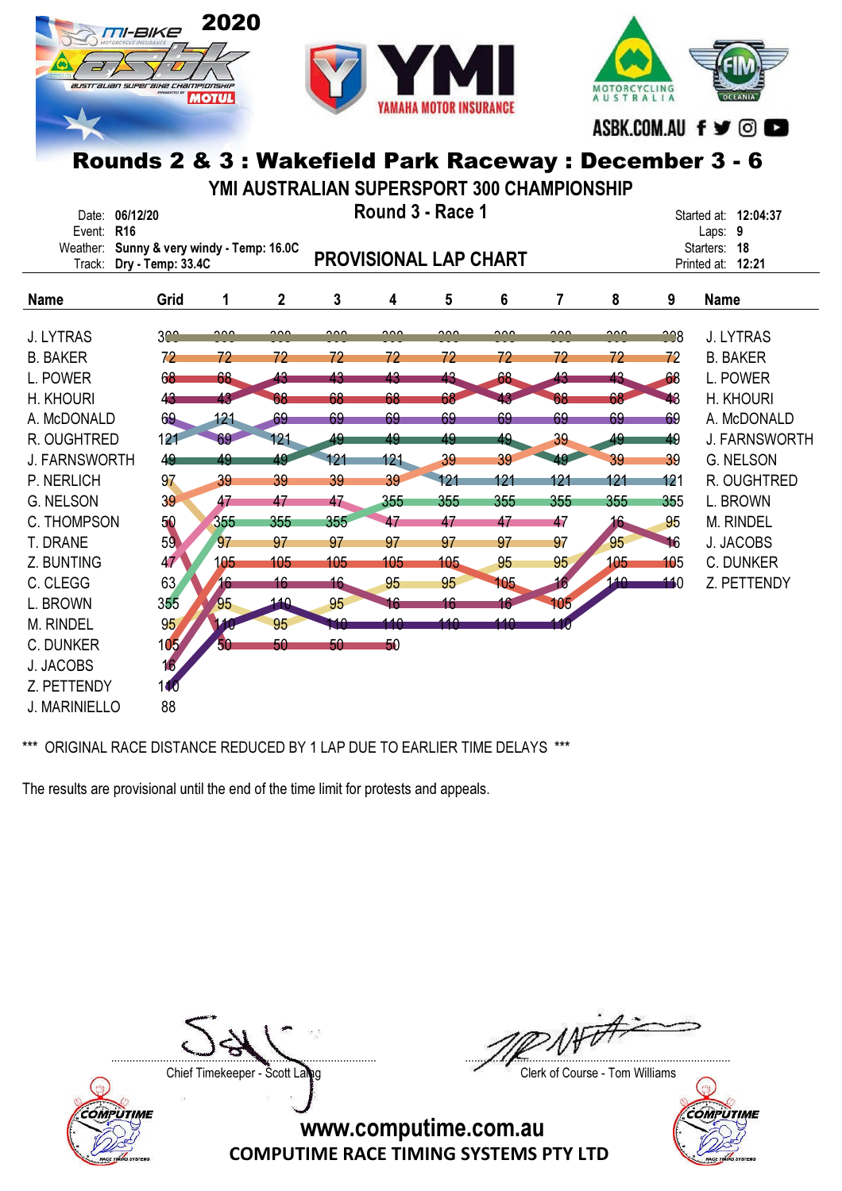# Rounds 2 & 3 : Wakefield Park Raceway : December 3 - 6

## YMI AUSTRALIAN SUPERSPORT 300 CHAMPIONSHIP

### Round 3 - Race 1

Date: **06/12/20**
Event: **R16**
Weather: **Sunny & very windy - Temp: 16.0C**
Track: **Dry - Temp: 33.4C**

Started at: **12:04:37**
Laps: **9**
Starters: **18**
Printed at: **12:21**

## PROVISIONAL LAP CHART

| Name | Grid | 1 | 2 | 3 | 4 | 5 | 6 | 7 | 8 | 9 | Name |
|---|---|---|---|---|---|---|---|---|---|---|---|
| J. LYTRAS | 308 | 308 | 308 | 308 | 308 | 308 | 308 | 308 | 308 | 308 | J. LYTRAS |
| B. BAKER | 72 | 72 | 72 | 72 | 72 | 72 | 72 | 72 | 72 | 72 | B. BAKER |
| L. POWER | 68 | 68 | 43 | 43 | 43 | 43 | 68 | 43 | 43 | 68 | L. POWER |
| H. KHOURI | 43 | 43 | 68 | 68 | 68 | 68 | 43 | 68 | 68 | 43 | H. KHOURI |
| A. McDONALD | 69 | 121 | 69 | 69 | 69 | 69 | 69 | 69 | 69 | 69 | A. McDONALD |
| R. OUGHTRED | 121 | 69 | 121 | 49 | 49 | 49 | 49 | 39 | 49 | 49 | J. FARNSWORTH |
| J. FARNSWORTH | 49 | 49 | 49 | 121 | 121 | 39 | 39 | 49 | 39 | 39 | G. NELSON |
| P. NERLICH | 97 | 39 | 39 | 39 | 39 | 121 | 121 | 121 | 121 | 121 | R. OUGHTRED |
| G. NELSON | 39 | 47 | 47 | 47 | 355 | 355 | 355 | 355 | 355 | 355 | L. BROWN |
| C. THOMPSON | 50 | 355 | 355 | 355 | 47 | 47 | 47 | 47 | 16 | 95 | M. RINDEL |
| T. DRANE | 59 | 97 | 97 | 97 | 97 | 97 | 97 | 97 | 95 | 16 | J. JACOBS |
| Z. BUNTING | 47 | 105 | 105 | 105 | 105 | 105 | 95 | 95 | 105 | 105 | C. DUNKER |
| C. CLEGG | 63 | 16 | 16 | 16 | 95 | 95 | 105 | 16 | 110 | 110 | Z. PETTENDY |
| L. BROWN | 355 | 95 | 110 | 95 | 16 | 16 | 16 | 105 | | | |
| M. RINDEL | 95 | 110 | 95 | 110 | 110 | 110 | 110 | 110 | | | |
| C. DUNKER | 105 | 50 | 50 | 50 | 50 | | | | | | |
| J. JACOBS | 16 | | | | | | | | | | |
| Z. PETTENDY | 110 | | | | | | | | | | |
| J. MARINIELLO | 88 | | | | | | | | | | |

\*\*\* ORIGINAL RACE DISTANCE REDUCED BY 1 LAP DUE TO EARLIER TIME DELAYS \*\*\*

The results are provisional until the end of the time limit for protests and appeals.

Chief Timekeeper - Scott Laing

Clerk of Course - Tom Williams

www.computime.com.au
COMPUTIME RACE TIMING SYSTEMS PTY LTD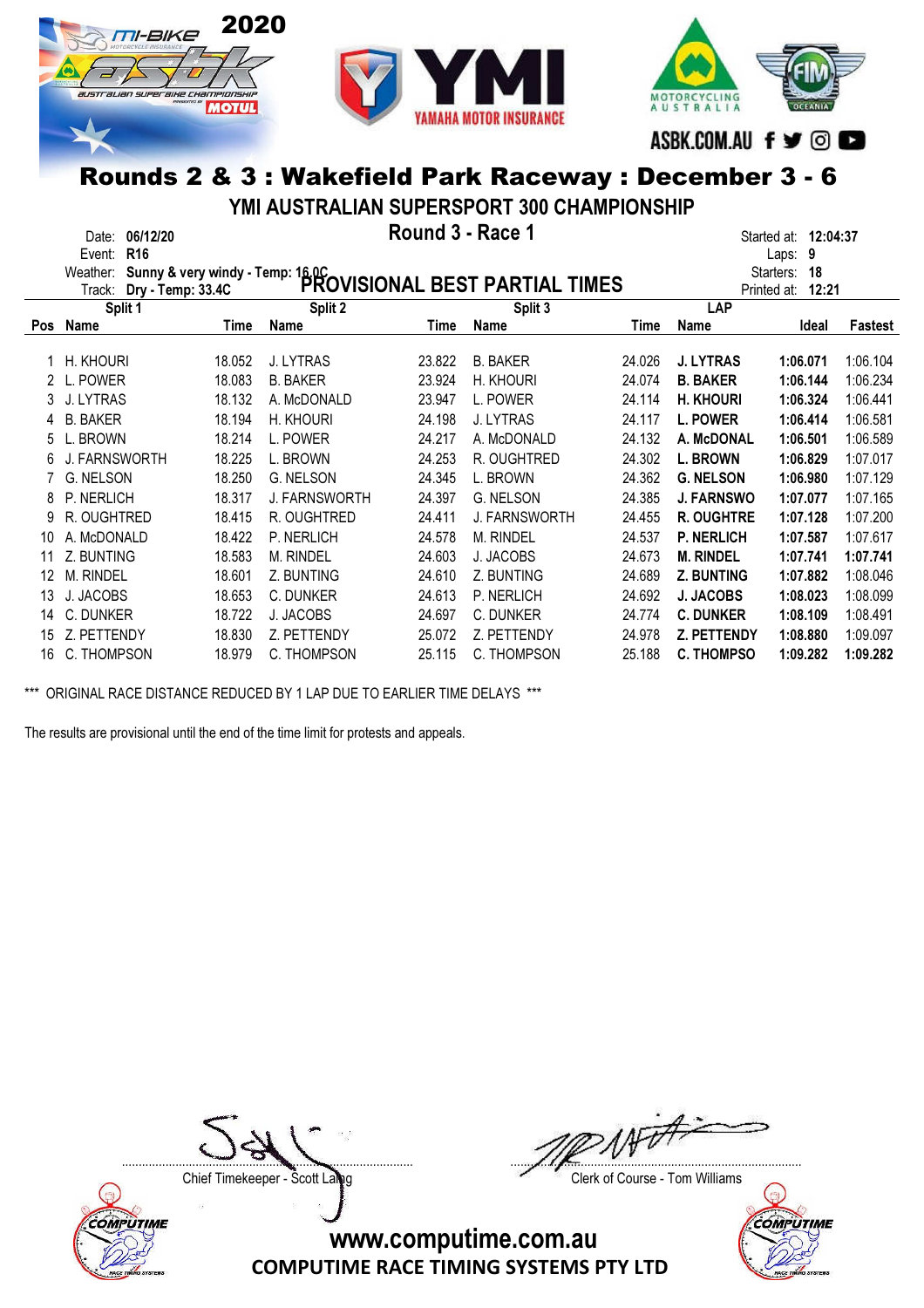2020

ASBK.COM.AU

# Rounds 2 & 3 : Wakefield Park Raceway : December 3 - 6

## YMI AUSTRALIAN SUPERSPORT 300 CHAMPIONSHIP

Date: **06/12/20**
Event: **R16**
Weather: **Sunny & very windy - Temp: 16.0C**
Track: **Dry - Temp: 33.4C**

**Round 3 - Race 1**

**PROVISIONAL BEST PARTIAL TIMES**

Started at: **12:04:37**
Laps: **9**
Starters: **18**
Printed at: **12:21**

| | Split 1 | | Split 2 | | Split 3 | | LAP | | |
|---|---|---|---|---|---|---|---|---|---|
| Pos | Name | Time | Name | Time | Name | Time | Name | Ideal | Fastest |
| 1 | H. KHOURI | 18.052 | J. LYTRAS | 23.822 | B. BAKER | 24.026 | **J. LYTRAS** | **1:06.071** | 1:06.104 |
| 2 | L. POWER | 18.083 | B. BAKER | 23.924 | H. KHOURI | 24.074 | **B. BAKER** | **1:06.144** | 1:06.234 |
| 3 | J. LYTRAS | 18.132 | A. McDONALD | 23.947 | L. POWER | 24.114 | **H. KHOURI** | **1:06.324** | 1:06.441 |
| 4 | B. BAKER | 18.194 | H. KHOURI | 24.198 | J. LYTRAS | 24.117 | **L. POWER** | **1:06.414** | 1:06.581 |
| 5 | L. BROWN | 18.214 | L. POWER | 24.217 | A. McDONALD | 24.132 | **A. McDONAL** | **1:06.501** | 1:06.589 |
| 6 | J. FARNSWORTH | 18.225 | L. BROWN | 24.253 | R. OUGHTRED | 24.302 | **L. BROWN** | **1:06.829** | 1:07.017 |
| 7 | G. NELSON | 18.250 | G. NELSON | 24.345 | L. BROWN | 24.362 | **G. NELSON** | **1:06.980** | 1:07.129 |
| 8 | P. NERLICH | 18.317 | J. FARNSWORTH | 24.397 | G. NELSON | 24.385 | **J. FARNSWO** | **1:07.077** | 1:07.165 |
| 9 | R. OUGHTRED | 18.415 | R. OUGHTRED | 24.411 | J. FARNSWORTH | 24.455 | **R. OUGHTRE** | **1:07.128** | 1:07.200 |
| 10 | A. McDONALD | 18.422 | P. NERLICH | 24.578 | M. RINDEL | 24.537 | **P. NERLICH** | **1:07.587** | 1:07.617 |
| 11 | Z. BUNTING | 18.583 | M. RINDEL | 24.603 | J. JACOBS | 24.673 | **M. RINDEL** | **1:07.741** | **1:07.741** |
| 12 | M. RINDEL | 18.601 | Z. BUNTING | 24.610 | Z. BUNTING | 24.689 | **Z. BUNTING** | **1:07.882** | 1:08.046 |
| 13 | J. JACOBS | 18.653 | C. DUNKER | 24.613 | P. NERLICH | 24.692 | **J. JACOBS** | **1:08.023** | 1:08.099 |
| 14 | C. DUNKER | 18.722 | J. JACOBS | 24.697 | C. DUNKER | 24.774 | **C. DUNKER** | **1:08.109** | 1:08.491 |
| 15 | Z. PETTENDY | 18.830 | Z. PETTENDY | 25.072 | Z. PETTENDY | 24.978 | **Z. PETTENDY** | **1:08.880** | 1:09.097 |
| 16 | C. THOMPSON | 18.979 | C. THOMPSON | 25.115 | C. THOMPSON | 25.188 | **C. THOMPSO** | **1:09.282** | **1:09.282** |

*** ORIGINAL RACE DISTANCE REDUCED BY 1 LAP DUE TO EARLIER TIME DELAYS ***

The results are provisional until the end of the time limit for protests and appeals.

Chief Timekeeper - Scott Laing

Clerk of Course - Tom Williams

www.computime.com.au
COMPUTIME RACE TIMING SYSTEMS PTY LTD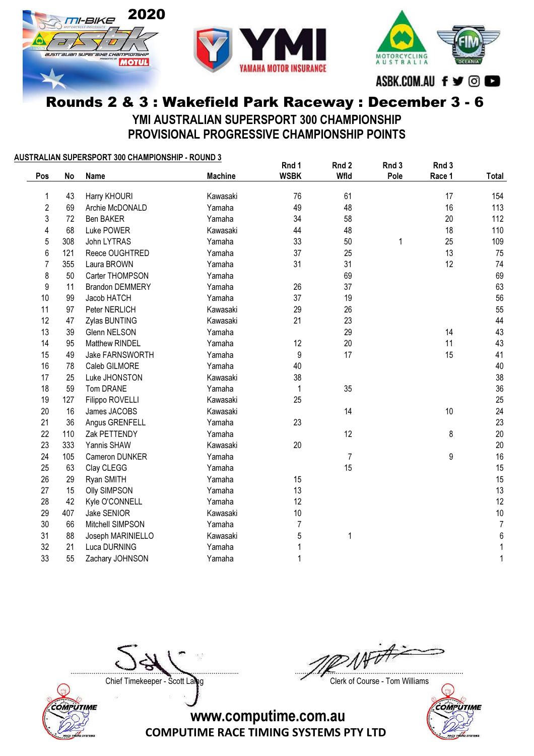# Rounds 2 & 3 : Wakefield Park Raceway : December 3 - 6

## YMI AUSTRALIAN SUPERSPORT 300 CHAMPIONSHIP
## PROVISIONAL PROGRESSIVE CHAMPIONSHIP POINTS

**AUSTRALIAN SUPERSPORT 300 CHAMPIONSHIP - ROUND 3**

| Pos | No | Name | Machine | Rnd 1 WSBK | Rnd 2 Wfld | Rnd 3 Pole | Rnd 3 Race 1 | Total |
|---|---|---|---|---|---|---|---|---|
| 1 | 43 | Harry KHOURI | Kawasaki | 76 | 61 | | 17 | 154 |
| 2 | 69 | Archie McDONALD | Yamaha | 49 | 48 | | 16 | 113 |
| 3 | 72 | Ben BAKER | Yamaha | 34 | 58 | | 20 | 112 |
| 4 | 68 | Luke POWER | Kawasaki | 44 | 48 | | 18 | 110 |
| 5 | 308 | John LYTRAS | Yamaha | 33 | 50 | 1 | 25 | 109 |
| 6 | 121 | Reece OUGHTRED | Yamaha | 37 | 25 | | 13 | 75 |
| 7 | 355 | Laura BROWN | Yamaha | 31 | 31 | | 12 | 74 |
| 8 | 50 | Carter THOMPSON | Yamaha | | 69 | | | 69 |
| 9 | 11 | Brandon DEMMERY | Yamaha | 26 | 37 | | | 63 |
| 10 | 99 | Jacob HATCH | Yamaha | 37 | 19 | | | 56 |
| 11 | 97 | Peter NERLICH | Kawasaki | 29 | 26 | | | 55 |
| 12 | 47 | Zylas BUNTING | Kawasaki | 21 | 23 | | | 44 |
| 13 | 39 | Glenn NELSON | Yamaha | | 29 | | 14 | 43 |
| 14 | 95 | Matthew RINDEL | Yamaha | 12 | 20 | | 11 | 43 |
| 15 | 49 | Jake FARNSWORTH | Yamaha | 9 | 17 | | 15 | 41 |
| 16 | 78 | Caleb GILMORE | Yamaha | 40 | | | | 40 |
| 17 | 25 | Luke JHONSTON | Kawasaki | 38 | | | | 38 |
| 18 | 59 | Tom DRANE | Yamaha | 1 | 35 | | | 36 |
| 19 | 127 | Filippo ROVELLI | Kawasaki | 25 | | | | 25 |
| 20 | 16 | James JACOBS | Kawasaki | | 14 | | 10 | 24 |
| 21 | 36 | Angus GRENFELL | Yamaha | 23 | | | | 23 |
| 22 | 110 | Zak PETTENDY | Yamaha | | 12 | | 8 | 20 |
| 23 | 333 | Yannis SHAW | Kawasaki | 20 | | | | 20 |
| 24 | 105 | Cameron DUNKER | Yamaha | | 7 | | 9 | 16 |
| 25 | 63 | Clay CLEGG | Yamaha | | 15 | | | 15 |
| 26 | 29 | Ryan SMITH | Yamaha | 15 | | | | 15 |
| 27 | 15 | Olly SIMPSON | Yamaha | 13 | | | | 13 |
| 28 | 42 | Kyle O'CONNELL | Yamaha | 12 | | | | 12 |
| 29 | 407 | Jake SENIOR | Kawasaki | 10 | | | | 10 |
| 30 | 66 | Mitchell SIMPSON | Yamaha | 7 | | | | 7 |
| 31 | 88 | Joseph MARINIELLO | Kawasaki | 5 | 1 | | | 6 |
| 32 | 21 | Luca DURNING | Yamaha | 1 | | | | 1 |
| 33 | 55 | Zachary JOHNSON | Yamaha | 1 | | | | 1 |

Chief Timekeeper - Scott Laing

Clerk of Course - Tom Williams

www.computime.com.au
COMPUTIME RACE TIMING SYSTEMS PTY LTD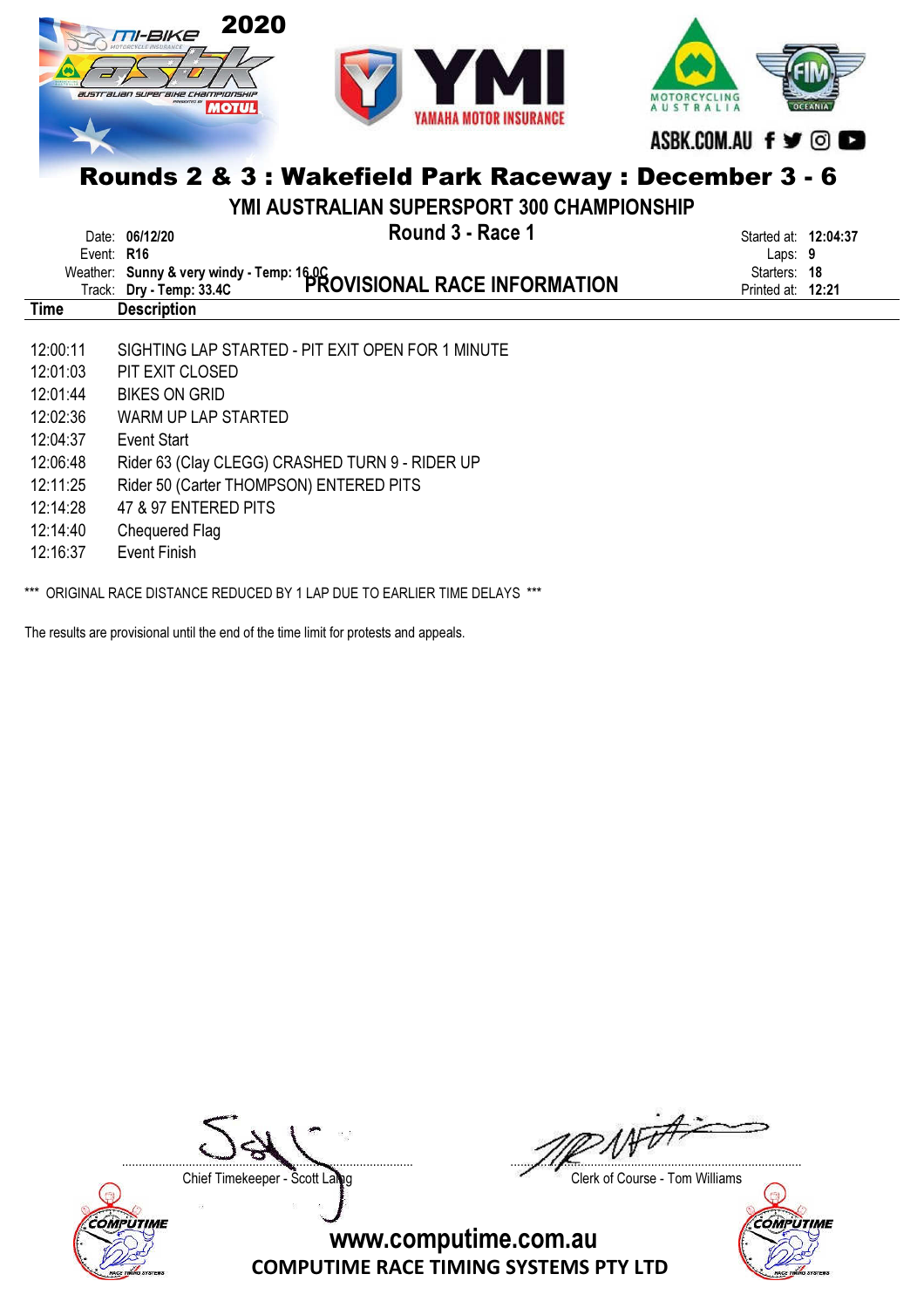2020

# Rounds 2 & 3 : Wakefield Park Raceway : December 3 - 6

## YMI AUSTRALIAN SUPERSPORT 300 CHAMPIONSHIP

### Round 3 - Race 1

### PROVISIONAL RACE INFORMATION

Date: **06/12/20**
Event: **R16**
Weather: **Sunny & very windy - Temp: 16.0C**
Track: **Dry - Temp: 33.4C**

Started at: **12:04:37**
Laps: **9**
Starters: **18**
Printed at: **12:21**

| Time | Description |
|---|---|
| 12:00:11 | SIGHTING LAP STARTED - PIT EXIT OPEN FOR 1 MINUTE |
| 12:01:03 | PIT EXIT CLOSED |
| 12:01:44 | BIKES ON GRID |
| 12:02:36 | WARM UP LAP STARTED |
| 12:04:37 | Event Start |
| 12:06:48 | Rider 63 (Clay CLEGG) CRASHED TURN 9 - RIDER UP |
| 12:11:25 | Rider 50 (Carter THOMPSON) ENTERED PITS |
| 12:14:28 | 47 & 97 ENTERED PITS |
| 12:14:40 | Chequered Flag |
| 12:16:37 | Event Finish |

*** ORIGINAL RACE DISTANCE REDUCED BY 1 LAP DUE TO EARLIER TIME DELAYS ***

The results are provisional until the end of the time limit for protests and appeals.

Chief Timekeeper - Scott Laing

Clerk of Course - Tom Williams

www.computime.com.au
COMPUTIME RACE TIMING SYSTEMS PTY LTD